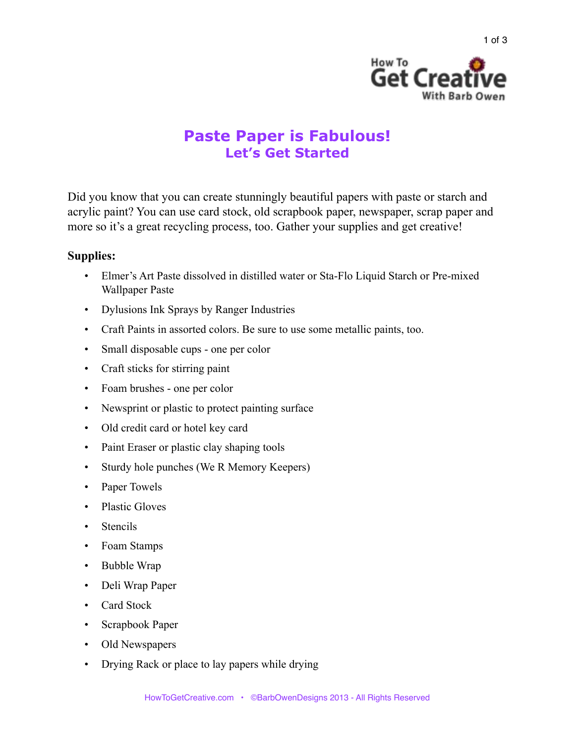# Paste Paper is Fabulous!
## Let's Get Started

Did you know that you can create stunningly beautiful papers with paste or starch and acrylic paint? You can use card stock, old scrapbook paper, newspaper, scrap paper and more so it's a great recycling process, too. Gather your supplies and get creative!

**Supplies:**

- Elmer's Art Paste dissolved in distilled water or Sta-Flo Liquid Starch or Pre-mixed Wallpaper Paste
- Dylusions Ink Sprays by Ranger Industries
- Craft Paints in assorted colors. Be sure to use some metallic paints, too.
- Small disposable cups - one per color
- Craft sticks for stirring paint
- Foam brushes - one per color
- Newsprint or plastic to protect painting surface
- Old credit card or hotel key card
- Paint Eraser or plastic clay shaping tools
- Sturdy hole punches (We R Memory Keepers)
- Paper Towels
- Plastic Gloves
- Stencils
- Foam Stamps
- Bubble Wrap
- Deli Wrap Paper
- Card Stock
- Scrapbook Paper
- Old Newspapers
- Drying Rack or place to lay papers while drying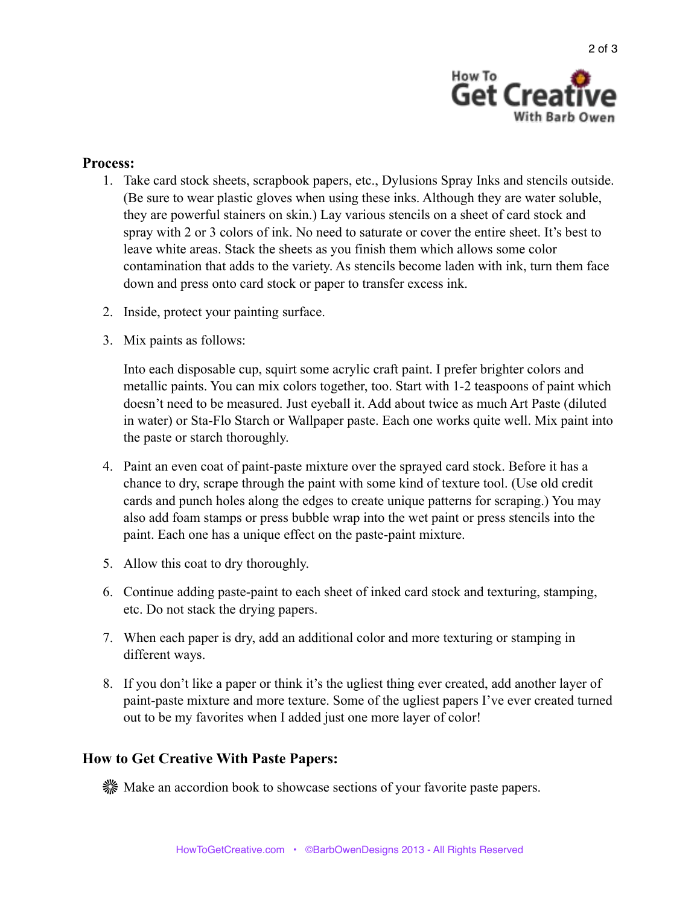**Process:**

1. Take card stock sheets, scrapbook papers, etc., Dylusions Spray Inks and stencils outside. (Be sure to wear plastic gloves when using these inks. Although they are water soluble, they are powerful stainers on skin.) Lay various stencils on a sheet of card stock and spray with 2 or 3 colors of ink. No need to saturate or cover the entire sheet. It's best to leave white areas. Stack the sheets as you finish them which allows some color contamination that adds to the variety. As stencils become laden with ink, turn them face down and press onto card stock or paper to transfer excess ink.

2. Inside, protect your painting surface.

3. Mix paints as follows:

   Into each disposable cup, squirt some acrylic craft paint. I prefer brighter colors and metallic paints. You can mix colors together, too. Start with 1-2 teaspoons of paint which doesn't need to be measured. Just eyeball it. Add about twice as much Art Paste (diluted in water) or Sta-Flo Starch or Wallpaper paste. Each one works quite well. Mix paint into the paste or starch thoroughly.

4. Paint an even coat of paint-paste mixture over the sprayed card stock. Before it has a chance to dry, scrape through the paint with some kind of texture tool. (Use old credit cards and punch holes along the edges to create unique patterns for scraping.) You may also add foam stamps or press bubble wrap into the wet paint or press stencils into the paint. Each one has a unique effect on the paste-paint mixture.

5. Allow this coat to dry thoroughly.

6. Continue adding paste-paint to each sheet of inked card stock and texturing, stamping, etc. Do not stack the drying papers.

7. When each paper is dry, add an additional color and more texturing or stamping in different ways.

8. If you don't like a paper or think it's the ugliest thing ever created, add another layer of paint-paste mixture and more texture. Some of the ugliest papers I've ever created turned out to be my favorites when I added just one more layer of color!

**How to Get Creative With Paste Papers:**

- Make an accordion book to showcase sections of your favorite paste papers.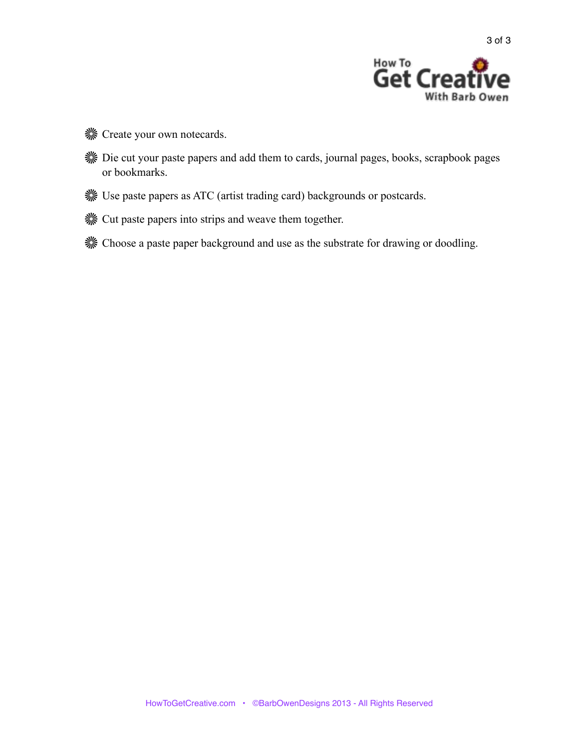- Create your own notecards.
- Die cut your paste papers and add them to cards, journal pages, books, scrapbook pages or bookmarks.
- Use paste papers as ATC (artist trading card) backgrounds or postcards.
- Cut paste papers into strips and weave them together.
- Choose a paste paper background and use as the substrate for drawing or doodling.